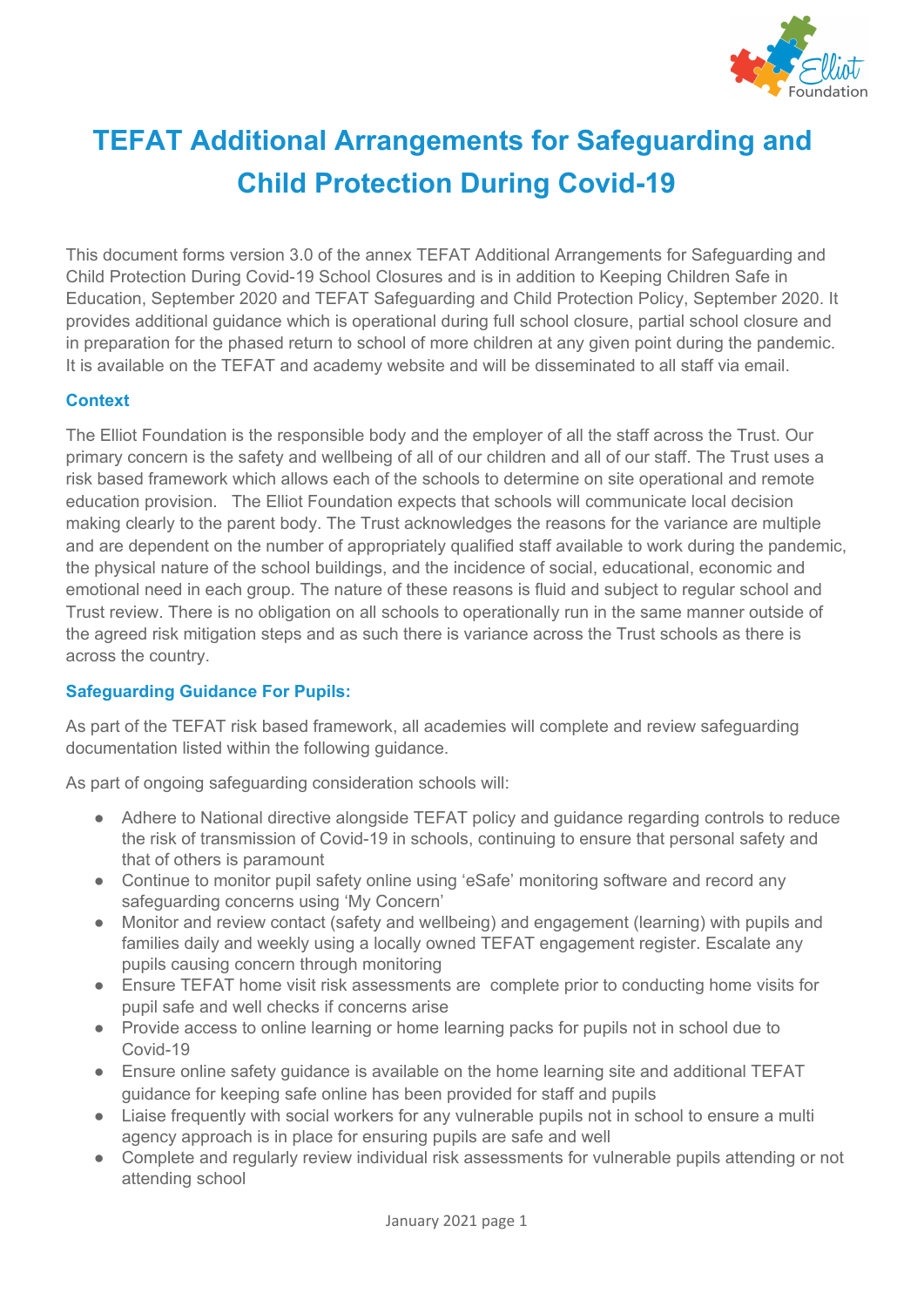# TEFAT Additional Arrangements for Safeguarding and Child Protection During Covid-19

This document forms version 3.0 of the annex TEFAT Additional Arrangements for Safeguarding and Child Protection During Covid-19 School Closures and is in addition to Keeping Children Safe in Education, September 2020 and TEFAT Safeguarding and Child Protection Policy, September 2020. It provides additional guidance which is operational during full school closure, partial school closure and in preparation for the phased return to school of more children at any given point during the pandemic. It is available on the TEFAT and academy website and will be disseminated to all staff via email.

### Context

The Elliot Foundation is the responsible body and the employer of all the staff across the Trust. Our primary concern is the safety and wellbeing of all of our children and all of our staff. The Trust uses a risk based framework which allows each of the schools to determine on site operational and remote education provision. The Elliot Foundation expects that schools will communicate local decision making clearly to the parent body. The Trust acknowledges the reasons for the variance are multiple and are dependent on the number of appropriately qualified staff available to work during the pandemic, the physical nature of the school buildings, and the incidence of social, educational, economic and emotional need in each group. The nature of these reasons is fluid and subject to regular school and Trust review. There is no obligation on all schools to operationally run in the same manner outside of the agreed risk mitigation steps and as such there is variance across the Trust schools as there is across the country.

### Safeguarding Guidance For Pupils:

As part of the TEFAT risk based framework, all academies will complete and review safeguarding documentation listed within the following guidance.

As part of ongoing safeguarding consideration schools will:

- Adhere to National directive alongside TEFAT policy and guidance regarding controls to reduce the risk of transmission of Covid-19 in schools, continuing to ensure that personal safety and that of others is paramount
- Continue to monitor pupil safety online using 'eSafe' monitoring software and record any safeguarding concerns using 'My Concern'
- Monitor and review contact (safety and wellbeing) and engagement (learning) with pupils and families daily and weekly using a locally owned TEFAT engagement register. Escalate any pupils causing concern through monitoring
- Ensure TEFAT home visit risk assessments are complete prior to conducting home visits for pupil safe and well checks if concerns arise
- Provide access to online learning or home learning packs for pupils not in school due to Covid-19
- Ensure online safety guidance is available on the home learning site and additional TEFAT guidance for keeping safe online has been provided for staff and pupils
- Liaise frequently with social workers for any vulnerable pupils not in school to ensure a multi agency approach is in place for ensuring pupils are safe and well
- Complete and regularly review individual risk assessments for vulnerable pupils attending or not attending school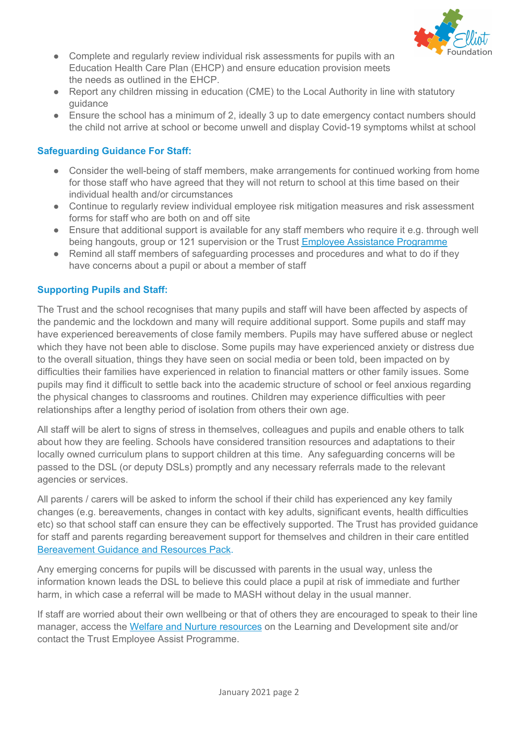- Complete and regularly review individual risk assessments for pupils with an Education Health Care Plan (EHCP) and ensure education provision meets the needs as outlined in the EHCP.
- Report any children missing in education (CME) to the Local Authority in line with statutory guidance
- Ensure the school has a minimum of 2, ideally 3 up to date emergency contact numbers should the child not arrive at school or become unwell and display Covid-19 symptoms whilst at school

### Safeguarding Guidance For Staff:

- Consider the well-being of staff members, make arrangements for continued working from home for those staff who have agreed that they will not return to school at this time based on their individual health and/or circumstances
- Continue to regularly review individual employee risk mitigation measures and risk assessment forms for staff who are both on and off site
- Ensure that additional support is available for any staff members who require it e.g. through well being hangouts, group or 121 supervision or the Trust Employee Assistance Programme
- Remind all staff members of safeguarding processes and procedures and what to do if they have concerns about a pupil or about a member of staff

### Supporting Pupils and Staff:

The Trust and the school recognises that many pupils and staff will have been affected by aspects of the pandemic and the lockdown and many will require additional support. Some pupils and staff may have experienced bereavements of close family members. Pupils may have suffered abuse or neglect which they have not been able to disclose. Some pupils may have experienced anxiety or distress due to the overall situation, things they have seen on social media or been told, been impacted on by difficulties their families have experienced in relation to financial matters or other family issues. Some pupils may find it difficult to settle back into the academic structure of school or feel anxious regarding the physical changes to classrooms and routines. Children may experience difficulties with peer relationships after a lengthy period of isolation from others their own age.

All staff will be alert to signs of stress in themselves, colleagues and pupils and enable others to talk about how they are feeling. Schools have considered transition resources and adaptations to their locally owned curriculum plans to support children at this time. Any safeguarding concerns will be passed to the DSL (or deputy DSLs) promptly and any necessary referrals made to the relevant agencies or services.

All parents / carers will be asked to inform the school if their child has experienced any key family changes (e.g. bereavements, changes in contact with key adults, significant events, health difficulties etc) so that school staff can ensure they can be effectively supported. The Trust has provided guidance for staff and parents regarding bereavement support for themselves and children in their care entitled Bereavement Guidance and Resources Pack.

Any emerging concerns for pupils will be discussed with parents in the usual way, unless the information known leads the DSL to believe this could place a pupil at risk of immediate and further harm, in which case a referral will be made to MASH without delay in the usual manner.

If staff are worried about their own wellbeing or that of others they are encouraged to speak to their line manager, access the Welfare and Nurture resources on the Learning and Development site and/or contact the Trust Employee Assist Programme.